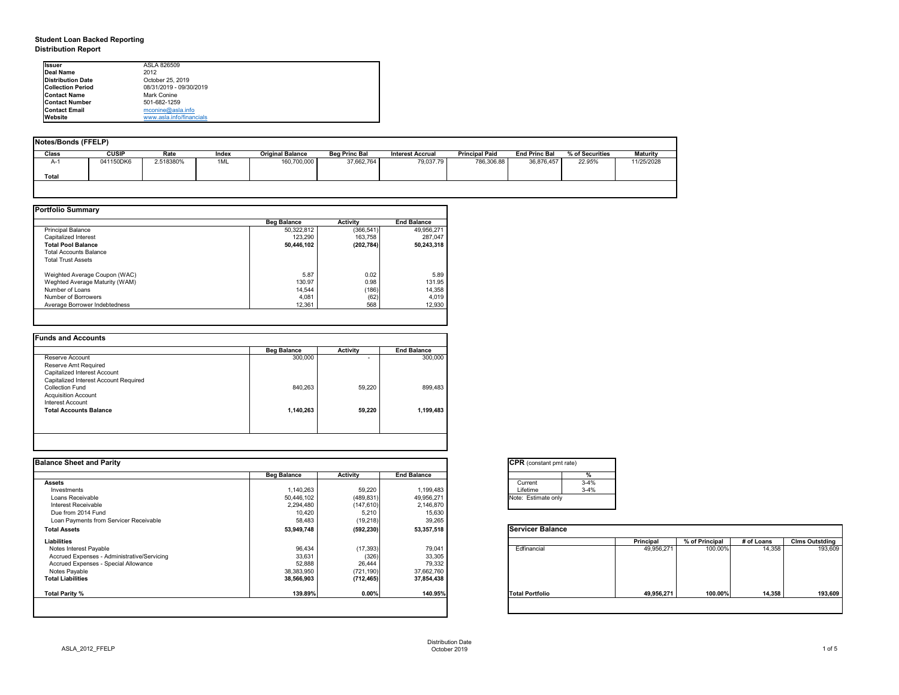**Student Loan Backed Reporting**
**Distribution Report**

| | |
|---|---|
| **Issuer** | ASLA 826509 |
| **Deal Name** | 2012 |
| **Distribution Date** | October 25, 2019 |
| **Collection Period** | 08/31/2019 - 09/30/2019 |
| **Contact Name** | Mark Conine |
| **Contact Number** | 501-682-1259 |
| **Contact Email** | mconine@asla.info |
| **Website** | www.asla.info/financials |

**Notes/Bonds (FFELP)**

| Class | CUSIP | Rate | Index | Original Balance | Beg Princ Bal | Interest Accrual | Principal Paid | End Princ Bal | % of Securities | Maturity |
|---|---|---|---|---|---|---|---|---|---|---|
| A-1 | 041150DK6 | 2.518380% | 1ML | 160,700,000 | 37,662,764 | 79,037.79 | 786,306.88 | 36,876,457 | 22.95% | 11/25/2028 |
| **Total** | | | | | | | | | | |

**Portfolio Summary**

| | Beg Balance | Activity | End Balance |
|---|---|---|---|
| Principal Balance | 50,322,812 | (366,541) | 49,956,271 |
| Capitalized Interest | 123,290 | 163,758 | 287,047 |
| **Total Pool Balance** | **50,446,102** | **(202,784)** | **50,243,318** |
| Total Accounts Balance | | | |
| Total Trust Assets | | | |
| Weighted Average Coupon (WAC) | 5.87 | 0.02 | 5.89 |
| Weghted Average Maturity (WAM) | 130.97 | 0.98 | 131.95 |
| Number of Loans | 14,544 | (186) | 14,358 |
| Number of Borrowers | 4,081 | (62) | 4,019 |
| Average Borrower Indebtedness | 12,361 | 568 | 12,930 |

**Funds and Accounts**

| | Beg Balance | Activity | End Balance |
|---|---|---|---|
| Reserve Account | 300,000 | - | 300,000 |
| Reserve Amt Required | | | |
| Capitalized Interest Account | | | |
| Capitalized Interest Account Required | | | |
| Collection Fund | 840,263 | 59,220 | 899,483 |
| Acquisition Account | | | |
| Interest Account | | | |
| **Total Accounts Balance** | **1,140,263** | **59,220** | **1,199,483** |

**Balance Sheet and Parity**

| | Beg Balance | Activity | End Balance |
|---|---|---|---|
| **Assets** | | | |
| Investments | 1,140,263 | 59,220 | 1,199,483 |
| Loans Receivable | 50,446,102 | (489,831) | 49,956,271 |
| Interest Receivable | 2,294,480 | (147,610) | 2,146,870 |
| Due from 2014 Fund | 10,420 | 5,210 | 15,630 |
| Loan Payments from Servicer Receivable | 58,483 | (19,218) | 39,265 |
| **Total Assets** | **53,949,748** | **(592,230)** | **53,357,518** |
| **Liabilities** | | | |
| Notes Interest Payable | 96,434 | (17,393) | 79,041 |
| Accrued Expenses - Administrative/Servicing | 33,631 | (326) | 33,305 |
| Accrued Expenses - Special Allowance | 52,888 | 26,444 | 79,332 |
| Notes Payable | 38,383,950 | (721,190) | 37,662,760 |
| **Total Liabilities** | **38,566,903** | **(712,465)** | **37,854,438** |
| **Total Parity %** | **139.89%** | **0.00%** | **140.95%** |

**CPR** (constant pmt rate)

| | % |
|---|---|
| Current | 3-4% |
| Lifetime | 3-4% |

Note: Estimate only

**Servicer Balance**

| | Principal | % of Principal | # of Loans | Clms Outstding |
|---|---|---|---|---|
| Edfinancial | 49,956,271 | 100.00% | 14,358 | 193,609 |
| **Total Portfolio** | **49,956,271** | **100.00%** | **14,358** | **193,609** |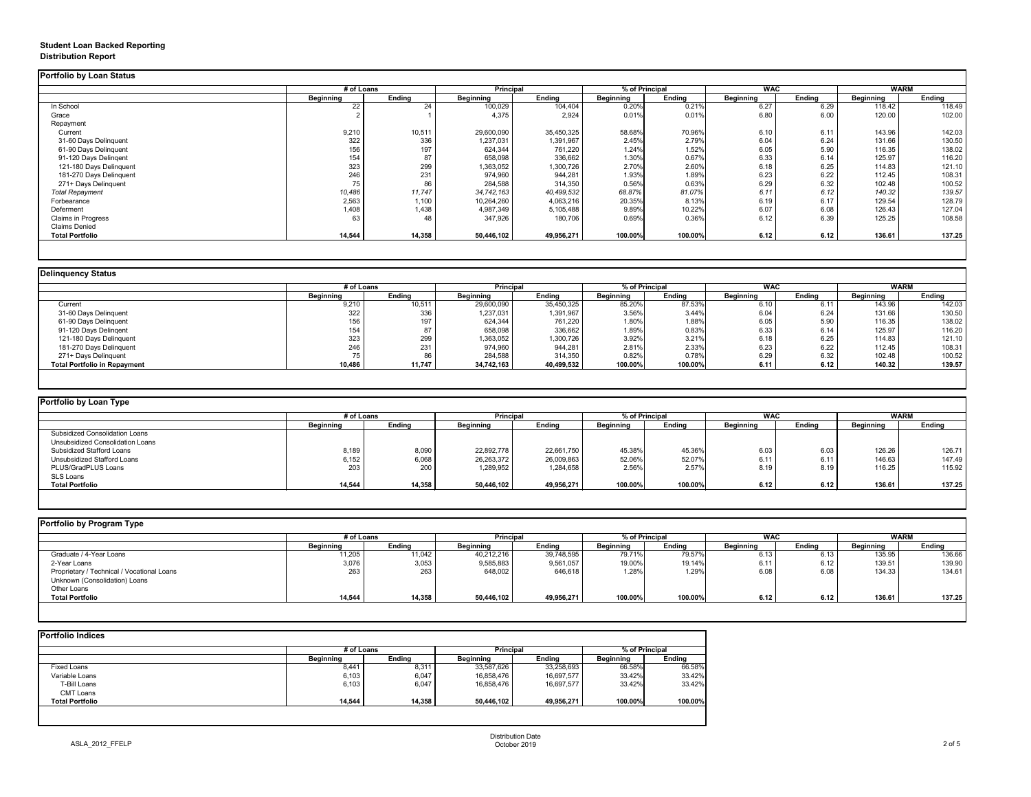**Student Loan Backed Reporting**
**Distribution Report**

**Portfolio by Loan Status**

| | # of Loans | | Principal | | % of Principal | | WAC | | WARM | |
|---|---|---|---|---|---|---|---|---|---|---|
| | Beginning | Ending | Beginning | Ending | Beginning | Ending | Beginning | Ending | Beginning | Ending |
| In School | 22 | 24 | 100,029 | 104,404 | 0.20% | 0.21% | 6.27 | 6.29 | 118.42 | 118.49 |
| Grace | 2 | 1 | 4,375 | 2,924 | 0.01% | 0.01% | 6.80 | 6.00 | 120.00 | 102.00 |
| Repayment | | | | | | | | | | |
| Current | 9,210 | 10,511 | 29,600,090 | 35,450,325 | 58.68% | 70.96% | 6.10 | 6.11 | 143.96 | 142.03 |
| 31-60 Days Delinquent | 322 | 336 | 1,237,031 | 1,391,967 | 2.45% | 2.79% | 6.04 | 6.24 | 131.66 | 130.50 |
| 61-90 Days Delinquent | 156 | 197 | 624,344 | 761,220 | 1.24% | 1.52% | 6.05 | 5.90 | 116.35 | 138.02 |
| 91-120 Days Delingent | 154 | 87 | 658,098 | 336,662 | 1.30% | 0.67% | 6.33 | 6.14 | 125.97 | 116.20 |
| 121-180 Days Delinquent | 323 | 299 | 1,363,052 | 1,300,726 | 2.70% | 2.60% | 6.18 | 6.25 | 114.83 | 121.10 |
| 181-270 Days Delinquent | 246 | 231 | 974,960 | 944,281 | 1.93% | 1.89% | 6.23 | 6.22 | 112.45 | 108.31 |
| 271+ Days Delinquent | 75 | 86 | 284,588 | 314,350 | 0.56% | 0.63% | 6.29 | 6.32 | 102.48 | 100.52 |
| *Total Repayment* | *10,486* | *11,747* | *34,742,163* | *40,499,532* | *68.87%* | *81.07%* | *6.11* | *6.12* | *140.32* | *139.57* |
| Forbearance | 2,563 | 1,100 | 10,264,260 | 4,063,216 | 20.35% | 8.13% | 6.19 | 6.17 | 129.54 | 128.79 |
| Deferment | 1,408 | 1,438 | 4,987,349 | 5,105,488 | 9.89% | 10.22% | 6.07 | 6.08 | 126.43 | 127.04 |
| Claims in Progress | 63 | 48 | 347,926 | 180,706 | 0.69% | 0.36% | 6.12 | 6.39 | 125.25 | 108.58 |
| Claims Denied | | | | | | | | | | |
| **Total Portfolio** | **14,544** | **14,358** | **50,446,102** | **49,956,271** | **100.00%** | **100.00%** | **6.12** | **6.12** | **136.61** | **137.25** |

**Delinquency Status**

| | # of Loans | | Principal | | % of Principal | | WAC | | WARM | |
|---|---|---|---|---|---|---|---|---|---|---|
| | Beginning | Ending | Beginning | Ending | Beginning | Ending | Beginning | Ending | Beginning | Ending |
| Current | 9,210 | 10,511 | 29,600,090 | 35,450,325 | 85.20% | 87.53% | 6.10 | 6.11 | 143.96 | 142.03 |
| 31-60 Days Delinquent | 322 | 336 | 1,237,031 | 1,391,967 | 3.56% | 3.44% | 6.04 | 6.24 | 131.66 | 130.50 |
| 61-90 Days Delinquent | 156 | 197 | 624,344 | 761,220 | 1.80% | 1.88% | 6.05 | 5.90 | 116.35 | 138.02 |
| 91-120 Days Delingent | 154 | 87 | 658,098 | 336,662 | 1.89% | 0.83% | 6.33 | 6.14 | 125.97 | 116.20 |
| 121-180 Days Delinquent | 323 | 299 | 1,363,052 | 1,300,726 | 3.92% | 3.21% | 6.18 | 6.25 | 114.83 | 121.10 |
| 181-270 Days Delinquent | 246 | 231 | 974,960 | 944,281 | 2.81% | 2.33% | 6.23 | 6.22 | 112.45 | 108.31 |
| 271+ Days Delinquent | 75 | 86 | 284,588 | 314,350 | 0.82% | 0.78% | 6.29 | 6.32 | 102.48 | 100.52 |
| **Total Portfolio in Repayment** | **10,486** | **11,747** | **34,742,163** | **40,499,532** | **100.00%** | **100.00%** | **6.11** | **6.12** | **140.32** | **139.57** |

**Portfolio by Loan Type**

| | # of Loans | | Principal | | % of Principal | | WAC | | WARM | |
|---|---|---|---|---|---|---|---|---|---|---|
| | Beginning | Ending | Beginning | Ending | Beginning | Ending | Beginning | Ending | Beginning | Ending |
| Subsidized Consolidation Loans | | | | | | | | | | |
| Unsubsidized Consolidation Loans | | | | | | | | | | |
| Subsidized Stafford Loans | 8,189 | 8,090 | 22,892,778 | 22,661,750 | 45.38% | 45.36% | 6.03 | 6.03 | 126.26 | 126.71 |
| Unsubsidized Stafford Loans | 6,152 | 6,068 | 26,263,372 | 26,009,863 | 52.06% | 52.07% | 6.11 | 6.11 | 146.63 | 147.49 |
| PLUS/GradPLUS Loans | 203 | 200 | 1,289,952 | 1,284,658 | 2.56% | 2.57% | 8.19 | 8.19 | 116.25 | 115.92 |
| SLS Loans | | | | | | | | | | |
| **Total Portfolio** | **14,544** | **14,358** | **50,446,102** | **49,956,271** | **100.00%** | **100.00%** | **6.12** | **6.12** | **136.61** | **137.25** |

**Portfolio by Program Type**

| | # of Loans | | Principal | | % of Principal | | WAC | | WARM | |
|---|---|---|---|---|---|---|---|---|---|---|
| | Beginning | Ending | Beginning | Ending | Beginning | Ending | Beginning | Ending | Beginning | Ending |
| Graduate / 4-Year Loans | 11,205 | 11,042 | 40,212,216 | 39,748,595 | 79.71% | 79.57% | 6.13 | 6.13 | 135.95 | 136.66 |
| 2-Year Loans | 3,076 | 3,053 | 9,585,883 | 9,561,057 | 19.00% | 19.14% | 6.11 | 6.12 | 139.51 | 139.90 |
| Proprietary / Technical / Vocational Loans | 263 | 263 | 648,002 | 646,618 | 1.28% | 1.29% | 6.08 | 6.08 | 134.33 | 134.61 |
| Unknown (Consolidation) Loans | | | | | | | | | | |
| Other Loans | | | | | | | | | | |
| **Total Portfolio** | **14,544** | **14,358** | **50,446,102** | **49,956,271** | **100.00%** | **100.00%** | **6.12** | **6.12** | **136.61** | **137.25** |

**Portfolio Indices**

| | # of Loans | | Principal | | % of Principal | |
|---|---|---|---|---|---|---|
| | Beginning | Ending | Beginning | Ending | Beginning | Ending |
| Fixed Loans | 8,441 | 8,311 | 33,587,626 | 33,258,693 | 66.58% | 66.58% |
| Variable Loans | 6,103 | 6,047 | 16,858,476 | 16,697,577 | 33.42% | 33.42% |
| T-Bill Loans | 6,103 | 6,047 | 16,858,476 | 16,697,577 | 33.42% | 33.42% |
| CMT Loans | | | | | | |
| **Total Portfolio** | **14,544** | **14,358** | **50,446,102** | **49,956,271** | **100.00%** | **100.00%** |

ASLA_2012_FFELP

Distribution Date
October 2019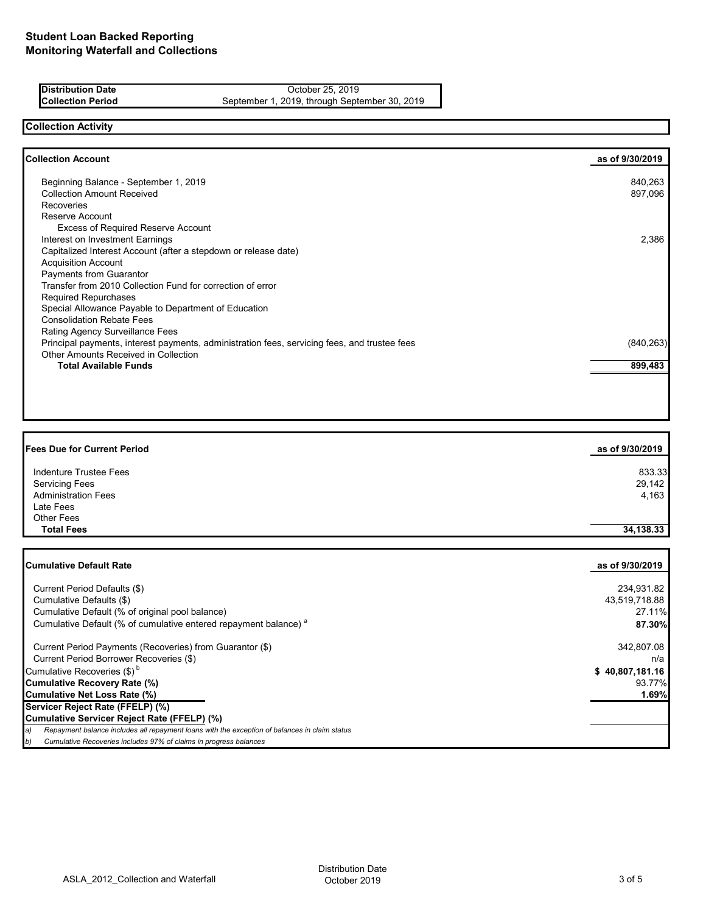# Student Loan Backed Reporting
# Monitoring Waterfall and Collections

| | |
|---|---|
| **Distribution Date** | October 25, 2019 |
| **Collection Period** | September 1, 2019, through September 30, 2019 |

## Collection Activity

| **Collection Account** | **as of 9/30/2019** |
|---|---|
| Beginning Balance - September 1, 2019 | 840,263 |
| Collection Amount Received | 897,096 |
| Recoveries | |
| Reserve Account | |
| Excess of Required Reserve Account | |
| Interest on Investment Earnings | 2,386 |
| Capitalized Interest Account (after a stepdown or release date) | |
| Acquisition Account | |
| Payments from Guarantor | |
| Transfer from 2010 Collection Fund for correction of error | |
| Required Repurchases | |
| Special Allowance Payable to Department of Education | |
| Consolidation Rebate Fees | |
| Rating Agency Surveillance Fees | |
| Principal payments, interest payments, administration fees, servicing fees, and trustee fees | (840,263) |
| Other Amounts Received in Collection | |
| **Total Available Funds** | **899,483** |

| **Fees Due for Current Period** | **as of 9/30/2019** |
|---|---|
| Indenture Trustee Fees | 833.33 |
| Servicing Fees | 29,142 |
| Administration Fees | 4,163 |
| Late Fees | |
| Other Fees | |
| **Total Fees** | **34,138.33** |

| **Cumulative Default Rate** | **as of 9/30/2019** |
|---|---|
| Current Period Defaults ($) | 234,931.82 |
| Cumulative Defaults ($) | 43,519,718.88 |
| Cumulative Default (% of original pool balance) | 27.11% |
| Cumulative Default (% of cumulative entered repayment balance) [a] | **87.30%** |
| Current Period Payments (Recoveries) from Guarantor ($) | 342,807.08 |
| Current Period Borrower Recoveries ($) | n/a |
| Cumulative Recoveries ($) [b] | **$ 40,807,181.16** |
| **Cumulative Recovery Rate (%)** | 93.77% |
| **Cumulative Net Loss Rate (%)** | **1.69%** |
| **Servicer Reject Rate (FFELP) (%)** | |
| **Cumulative Servicer Reject Rate (FFELP) (%)** | |

*a) Repayment balance includes all repayment loans with the exception of balances in claim status*

*b) Cumulative Recoveries includes 97% of claims in progress balances*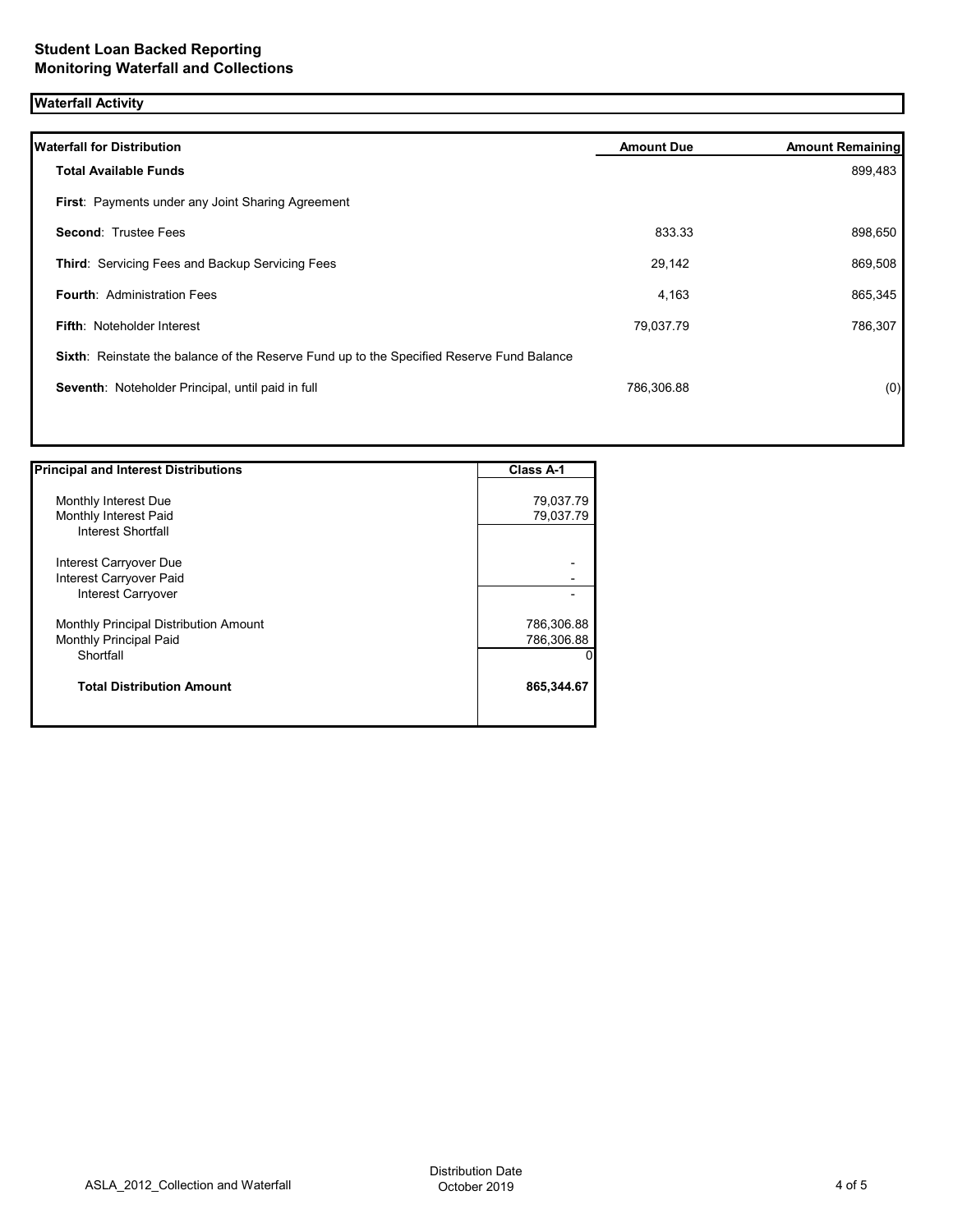# Student Loan Backed Reporting
## Monitoring Waterfall and Collections

### Waterfall Activity

| Waterfall for Distribution | Amount Due | Amount Remaining |
|---|---|---|
| **Total Available Funds** | | 899,483 |
| **First**: Payments under any Joint Sharing Agreement | | |
| **Second**: Trustee Fees | 833.33 | 898,650 |
| **Third**: Servicing Fees and Backup Servicing Fees | 29,142 | 869,508 |
| **Fourth**: Administration Fees | 4,163 | 865,345 |
| **Fifth**: Noteholder Interest | 79,037.79 | 786,307 |
| **Sixth**: Reinstate the balance of the Reserve Fund up to the Specified Reserve Fund Balance | | |
| **Seventh**: Noteholder Principal, until paid in full | 786,306.88 | (0) |

| Principal and Interest Distributions | Class A-1 |
|---|---|
| Monthly Interest Due | 79,037.79 |
| Monthly Interest Paid | 79,037.79 |
| Interest Shortfall | |
| Interest Carryover Due | - |
| Interest Carryover Paid | - |
| Interest Carryover | - |
| Monthly Principal Distribution Amount | 786,306.88 |
| Monthly Principal Paid | 786,306.88 |
| Shortfall | 0 |
| **Total Distribution Amount** | **865,344.67** |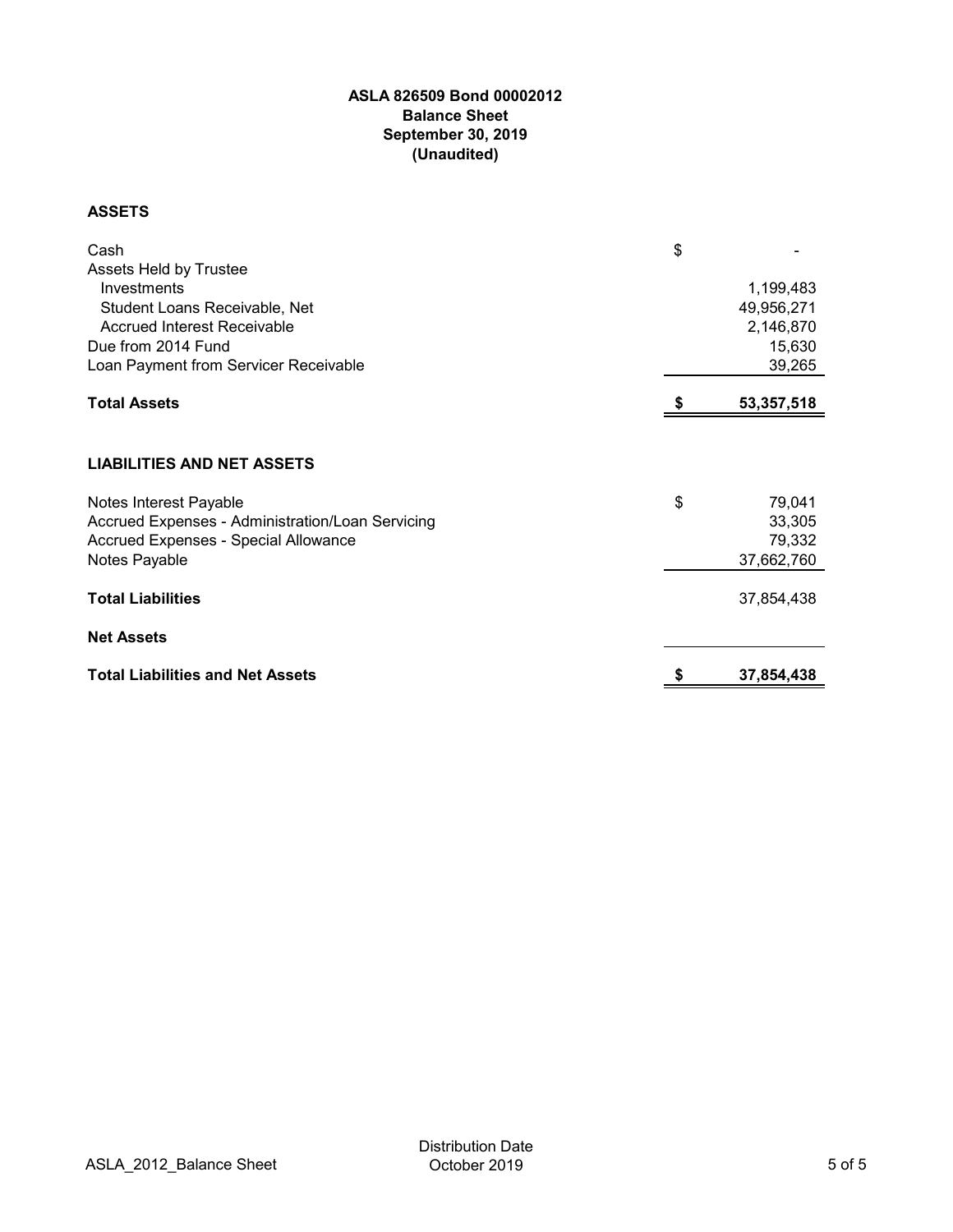**ASLA 826509 Bond 00002012**
**Balance Sheet**
**September 30, 2019**
**(Unaudited)**

**ASSETS**

| | | |
|---|---|---|
| Cash | $ | - |
| Assets Held by Trustee | | |
| Investments | | 1,199,483 |
| Student Loans Receivable, Net | | 49,956,271 |
| Accrued Interest Receivable | | 2,146,870 |
| Due from 2014 Fund | | 15,630 |
| Loan Payment from Servicer Receivable | | 39,265 |
| **Total Assets** | **$** | **53,357,518** |

**LIABILITIES AND NET ASSETS**

| | | |
|---|---|---|
| Notes Interest Payable | $ | 79,041 |
| Accrued Expenses - Administration/Loan Servicing | | 33,305 |
| Accrued Expenses - Special Allowance | | 79,332 |
| Notes Payable | | 37,662,760 |
| **Total Liabilities** | | 37,854,438 |
| **Net Assets** | | |
| **Total Liabilities and Net Assets** | **$** | **37,854,438** |